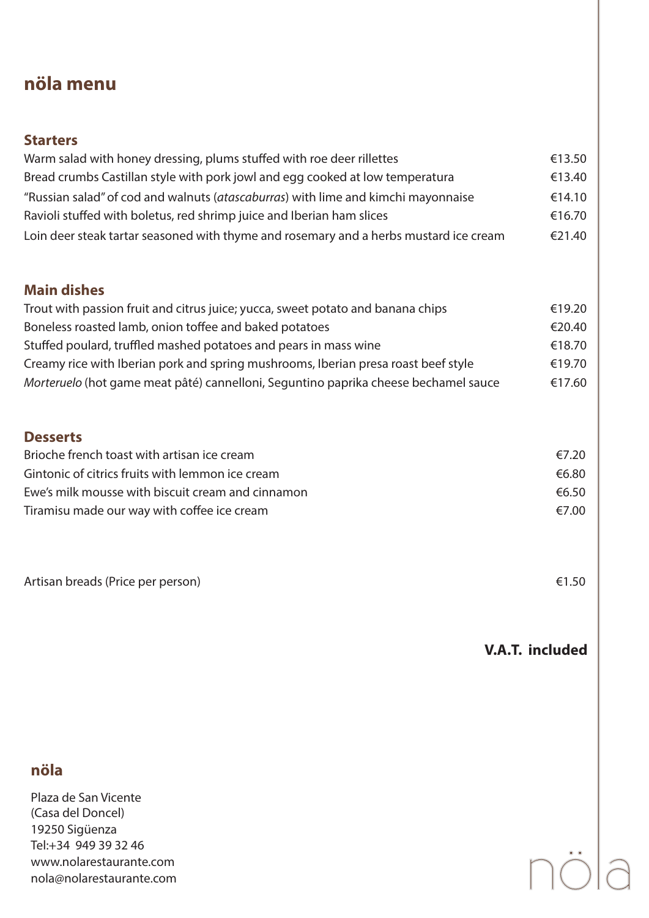# nöla menu

## Starters

| | |
|---|---|
| Warm salad with honey dressing, plums stuffed with roe deer rillettes | €13.50 |
| Bread crumbs Castillan style with pork jowl and egg cooked at low temperatura | €13.40 |
| "Russian salad" of cod and walnuts (*atascaburras*) with lime and kimchi mayonnaise | €14.10 |
| Ravioli stuffed with boletus, red shrimp juice and Iberian ham slices | €16.70 |
| Loin deer steak tartar seasoned with thyme and rosemary and a herbs mustard ice cream | €21.40 |

## Main dishes

| | |
|---|---|
| Trout with passion fruit and citrus juice; yucca, sweet potato and banana chips | €19.20 |
| Boneless roasted lamb, onion toffee and baked potatoes | €20.40 |
| Stuffed poulard, truffled mashed potatoes and pears in mass wine | €18.70 |
| Creamy rice with Iberian pork and spring mushrooms, Iberian presa roast beef style | €19.70 |
| *Morteruelo* (hot game meat pâté) cannelloni, Seguntino paprika cheese bechamel sauce | €17.60 |

## Desserts

| | |
|---|---|
| Brioche french toast with artisan ice cream | €7.20 |
| Gintonic of citrics fruits with lemmon ice cream | €6.80 |
| Ewe's milk mousse with biscuit cream and cinnamon | €6.50 |
| Tiramisu made our way with coffee ice cream | €7.00 |

| | |
|---|---|
| Artisan breads (Price per person) | €1.50 |

**V.A.T. included**

## nöla

Plaza de San Vicente
(Casa del Doncel)
19250 Sigüenza
Tel:+34 949 39 32 46
www.nolarestaurante.com
nola@nolarestaurante.com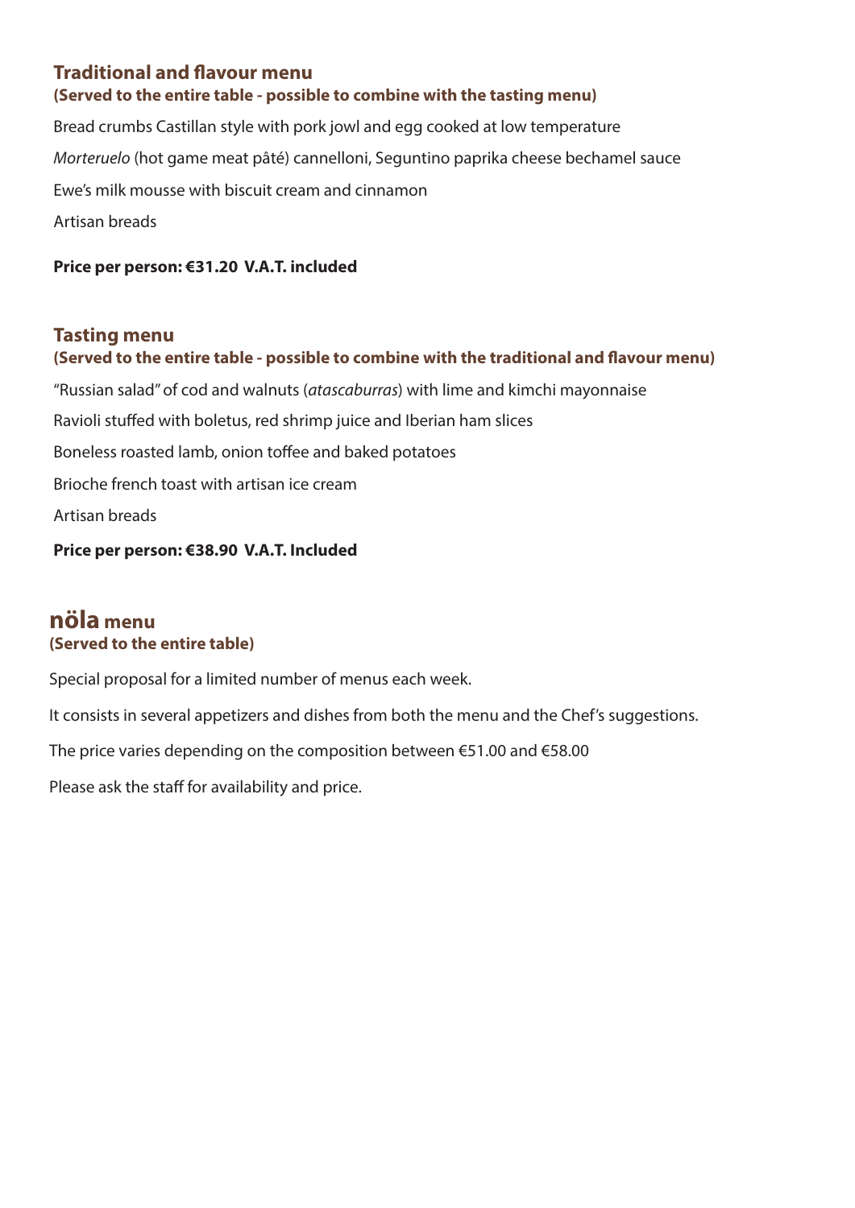## Traditional and flavour menu

**(Served to the entire table - possible to combine with the tasting menu)**

Bread crumbs Castillan style with pork jowl and egg cooked at low temperature

*Morteruelo* (hot game meat pâté) cannelloni, Seguntino paprika cheese bechamel sauce

Ewe's milk mousse with biscuit cream and cinnamon

Artisan breads

**Price per person: €31.20 V.A.T. included**

## Tasting menu

**(Served to the entire table - possible to combine with the traditional and flavour menu)**

"Russian salad" of cod and walnuts (*atascaburras*) with lime and kimchi mayonnaise

Ravioli stuffed with boletus, red shrimp juice and Iberian ham slices

Boneless roasted lamb, onion toffee and baked potatoes

Brioche french toast with artisan ice cream

Artisan breads

**Price per person: €38.90 V.A.T. Included**

## nöla menu

**(Served to the entire table)**

Special proposal for a limited number of menus each week.

It consists in several appetizers and dishes from both the menu and the Chef's suggestions.

The price varies depending on the composition between €51.00 and €58.00

Please ask the staff for availability and price.